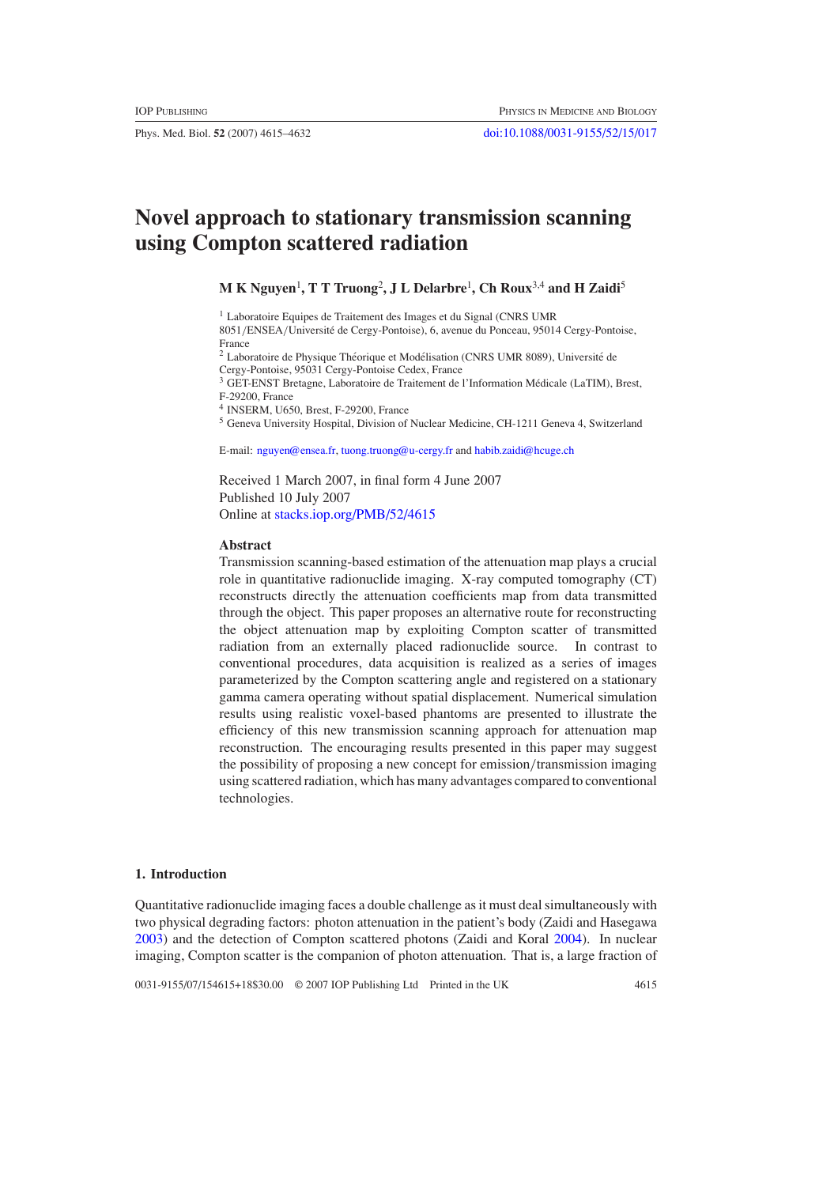# Novel approach to stationary transmission scanning using Compton scattered radiation

**M K Nguyen[1], T T Truong[2], J L Delarbre[1], Ch Roux[3,4] and H Zaidi[5]**

[1] Laboratoire Equipes de Traitement des Images et du Signal (CNRS UMR 8051/ENSEA/Université de Cergy-Pontoise), 6, avenue du Ponceau, 95014 Cergy-Pontoise, France

[2] Laboratoire de Physique Théorique et Modélisation (CNRS UMR 8089), Université de Cergy-Pontoise, 95031 Cergy-Pontoise Cedex, France

[3] GET-ENST Bretagne, Laboratoire de Traitement de l'Information Médicale (LaTIM), Brest, F-29200, France

[4] INSERM, U650, Brest, F-29200, France

[5] Geneva University Hospital, Division of Nuclear Medicine, CH-1211 Geneva 4, Switzerland

E-mail: nguyen@ensea.fr, tuong.truong@u-cergy.fr and habib.zaidi@hcuge.ch

Received 1 March 2007, in final form 4 June 2007
Published 10 July 2007
Online at stacks.iop.org/PMB/52/4615

## Abstract

Transmission scanning-based estimation of the attenuation map plays a crucial role in quantitative radionuclide imaging. X-ray computed tomography (CT) reconstructs directly the attenuation coefficients map from data transmitted through the object. This paper proposes an alternative route for reconstructing the object attenuation map by exploiting Compton scatter of transmitted radiation from an externally placed radionuclide source. In contrast to conventional procedures, data acquisition is realized as a series of images parameterized by the Compton scattering angle and registered on a stationary gamma camera operating without spatial displacement. Numerical simulation results using realistic voxel-based phantoms are presented to illustrate the efficiency of this new transmission scanning approach for attenuation map reconstruction. The encouraging results presented in this paper may suggest the possibility of proposing a new concept for emission/transmission imaging using scattered radiation, which has many advantages compared to conventional technologies.

## 1. Introduction

Quantitative radionuclide imaging faces a double challenge as it must deal simultaneously with two physical degrading factors: photon attenuation in the patient's body (Zaidi and Hasegawa 2003) and the detection of Compton scattered photons (Zaidi and Koral 2004). In nuclear imaging, Compton scatter is the companion of photon attenuation. That is, a large fraction of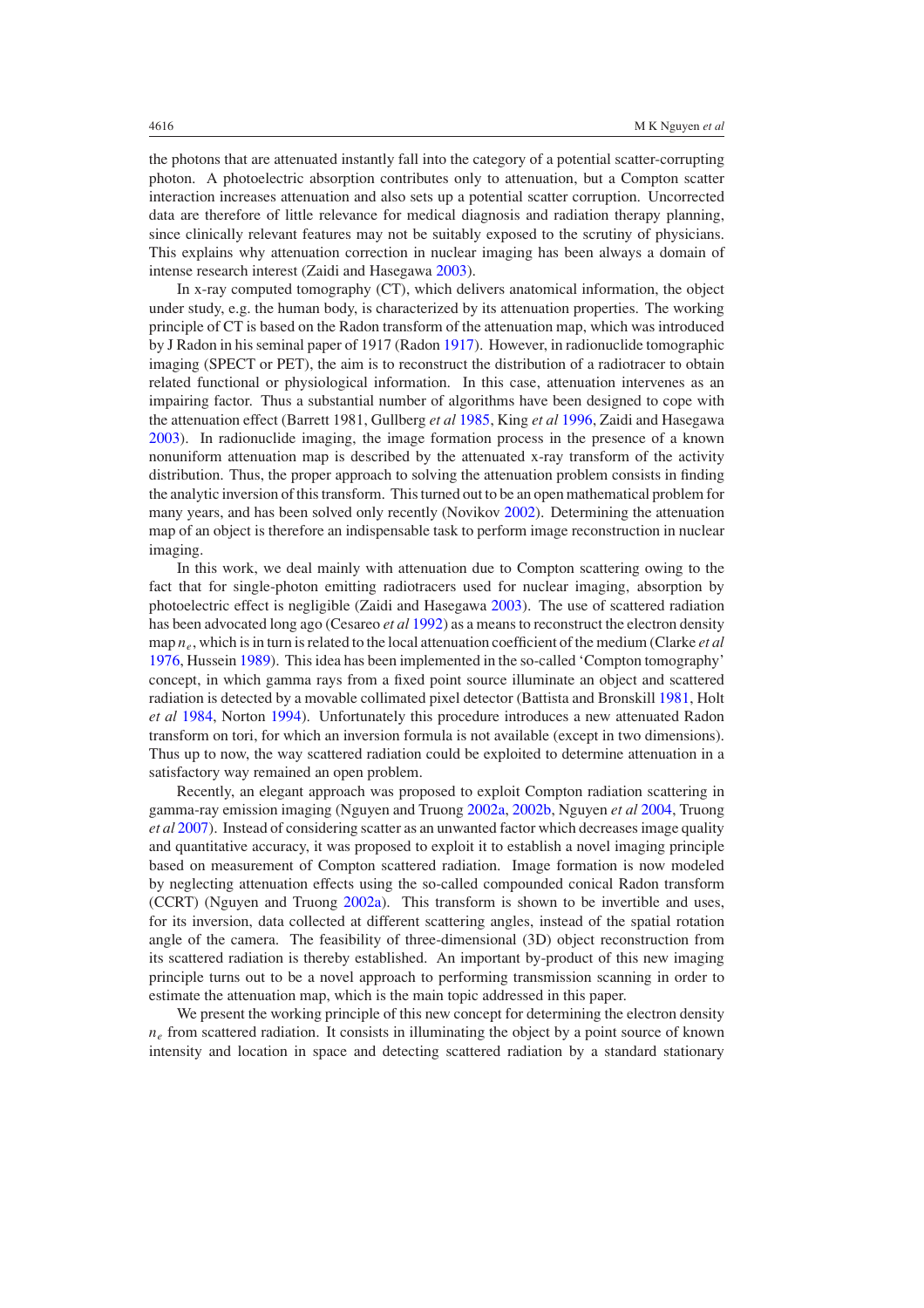the photons that are attenuated instantly fall into the category of a potential scatter-corrupting photon. A photoelectric absorption contributes only to attenuation, but a Compton scatter interaction increases attenuation and also sets up a potential scatter corruption. Uncorrected data are therefore of little relevance for medical diagnosis and radiation therapy planning, since clinically relevant features may not be suitably exposed to the scrutiny of physicians. This explains why attenuation correction in nuclear imaging has been always a domain of intense research interest (Zaidi and Hasegawa 2003).

In x-ray computed tomography (CT), which delivers anatomical information, the object under study, e.g. the human body, is characterized by its attenuation properties. The working principle of CT is based on the Radon transform of the attenuation map, which was introduced by J Radon in his seminal paper of 1917 (Radon 1917). However, in radionuclide tomographic imaging (SPECT or PET), the aim is to reconstruct the distribution of a radiotracer to obtain related functional or physiological information. In this case, attenuation intervenes as an impairing factor. Thus a substantial number of algorithms have been designed to cope with the attenuation effect (Barrett 1981, Gullberg *et al* 1985, King *et al* 1996, Zaidi and Hasegawa 2003). In radionuclide imaging, the image formation process in the presence of a known nonuniform attenuation map is described by the attenuated x-ray transform of the activity distribution. Thus, the proper approach to solving the attenuation problem consists in finding the analytic inversion of this transform. This turned out to be an open mathematical problem for many years, and has been solved only recently (Novikov 2002). Determining the attenuation map of an object is therefore an indispensable task to perform image reconstruction in nuclear imaging.

In this work, we deal mainly with attenuation due to Compton scattering owing to the fact that for single-photon emitting radiotracers used for nuclear imaging, absorption by photoelectric effect is negligible (Zaidi and Hasegawa 2003). The use of scattered radiation has been advocated long ago (Cesareo *et al* 1992) as a means to reconstruct the electron density map $n_e$, which is in turn is related to the local attenuation coefficient of the medium (Clarke *et al* 1976, Hussein 1989). This idea has been implemented in the so-called 'Compton tomography' concept, in which gamma rays from a fixed point source illuminate an object and scattered radiation is detected by a movable collimated pixel detector (Battista and Bronskill 1981, Holt *et al* 1984, Norton 1994). Unfortunately this procedure introduces a new attenuated Radon transform on tori, for which an inversion formula is not available (except in two dimensions). Thus up to now, the way scattered radiation could be exploited to determine attenuation in a satisfactory way remained an open problem.

Recently, an elegant approach was proposed to exploit Compton radiation scattering in gamma-ray emission imaging (Nguyen and Truong 2002a, 2002b, Nguyen *et al* 2004, Truong *et al* 2007). Instead of considering scatter as an unwanted factor which decreases image quality and quantitative accuracy, it was proposed to exploit it to establish a novel imaging principle based on measurement of Compton scattered radiation. Image formation is now modeled by neglecting attenuation effects using the so-called compounded conical Radon transform (CCRT) (Nguyen and Truong 2002a). This transform is shown to be invertible and uses, for its inversion, data collected at different scattering angles, instead of the spatial rotation angle of the camera. The feasibility of three-dimensional (3D) object reconstruction from its scattered radiation is thereby established. An important by-product of this new imaging principle turns out to be a novel approach to performing transmission scanning in order to estimate the attenuation map, which is the main topic addressed in this paper.

We present the working principle of this new concept for determining the electron density $n_e$ from scattered radiation. It consists in illuminating the object by a point source of known intensity and location in space and detecting scattered radiation by a standard stationary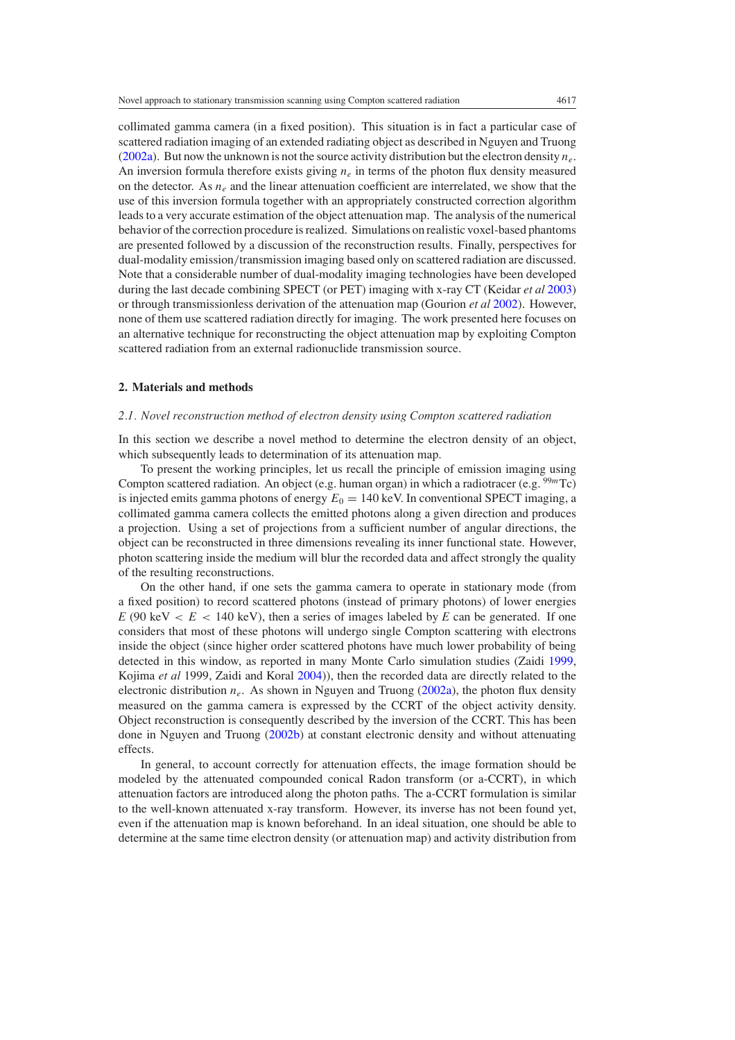collimated gamma camera (in a fixed position). This situation is in fact a particular case of scattered radiation imaging of an extended radiating object as described in Nguyen and Truong (2002a). But now the unknown is not the source activity distribution but the electron density $n_e$. An inversion formula therefore exists giving $n_e$ in terms of the photon flux density measured on the detector. As $n_e$ and the linear attenuation coefficient are interrelated, we show that the use of this inversion formula together with an appropriately constructed correction algorithm leads to a very accurate estimation of the object attenuation map. The analysis of the numerical behavior of the correction procedure is realized. Simulations on realistic voxel-based phantoms are presented followed by a discussion of the reconstruction results. Finally, perspectives for dual-modality emission/transmission imaging based only on scattered radiation are discussed. Note that a considerable number of dual-modality imaging technologies have been developed during the last decade combining SPECT (or PET) imaging with x-ray CT (Keidar *et al* 2003) or through transmissionless derivation of the attenuation map (Gourion *et al* 2002). However, none of them use scattered radiation directly for imaging. The work presented here focuses on an alternative technique for reconstructing the object attenuation map by exploiting Compton scattered radiation from an external radionuclide transmission source.

## 2. Materials and methods

### *2.1. Novel reconstruction method of electron density using Compton scattered radiation*

In this section we describe a novel method to determine the electron density of an object, which subsequently leads to determination of its attenuation map.

To present the working principles, let us recall the principle of emission imaging using Compton scattered radiation. An object (e.g. human organ) in which a radiotracer (e.g. $^{99m}$Tc) is injected emits gamma photons of energy $E_0 = 140$ keV. In conventional SPECT imaging, a collimated gamma camera collects the emitted photons along a given direction and produces a projection. Using a set of projections from a sufficient number of angular directions, the object can be reconstructed in three dimensions revealing its inner functional state. However, photon scattering inside the medium will blur the recorded data and affect strongly the quality of the resulting reconstructions.

On the other hand, if one sets the gamma camera to operate in stationary mode (from a fixed position) to record scattered photons (instead of primary photons) of lower energies $E$ (90 keV $< E <$ 140 keV), then a series of images labeled by $E$ can be generated. If one considers that most of these photons will undergo single Compton scattering with electrons inside the object (since higher order scattered photons have much lower probability of being detected in this window, as reported in many Monte Carlo simulation studies (Zaidi 1999, Kojima *et al* 1999, Zaidi and Koral 2004)), then the recorded data are directly related to the electronic distribution $n_e$. As shown in Nguyen and Truong (2002a), the photon flux density measured on the gamma camera is expressed by the CCRT of the object activity density. Object reconstruction is consequently described by the inversion of the CCRT. This has been done in Nguyen and Truong (2002b) at constant electronic density and without attenuating effects.

In general, to account correctly for attenuation effects, the image formation should be modeled by the attenuated compounded conical Radon transform (or a-CCRT), in which attenuation factors are introduced along the photon paths. The a-CCRT formulation is similar to the well-known attenuated x-ray transform. However, its inverse has not been found yet, even if the attenuation map is known beforehand. In an ideal situation, one should be able to determine at the same time electron density (or attenuation map) and activity distribution from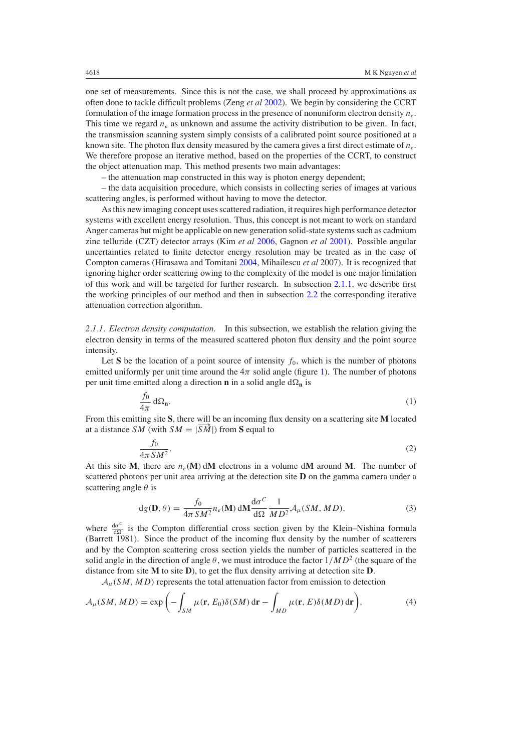one set of measurements. Since this is not the case, we shall proceed by approximations as often done to tackle difficult problems (Zeng *et al* 2002). We begin by considering the CCRT formulation of the image formation process in the presence of nonuniform electron density $n_e$. This time we regard $n_e$ as unknown and assume the activity distribution to be given. In fact, the transmission scanning system simply consists of a calibrated point source positioned at a known site. The photon flux density measured by the camera gives a first direct estimate of $n_e$. We therefore propose an iterative method, based on the properties of the CCRT, to construct the object attenuation map. This method presents two main advantages:

– the attenuation map constructed in this way is photon energy dependent;

– the data acquisition procedure, which consists in collecting series of images at various scattering angles, is performed without having to move the detector.

As this new imaging concept uses scattered radiation, it requires high performance detector systems with excellent energy resolution. Thus, this concept is not meant to work on standard Anger cameras but might be applicable on new generation solid-state systems such as cadmium zinc telluride (CZT) detector arrays (Kim *et al* 2006, Gagnon *et al* 2001). Possible angular uncertainties related to finite detector energy resolution may be treated as in the case of Compton cameras (Hirasawa and Tomitani 2004, Mihailescu *et al* 2007). It is recognized that ignoring higher order scattering owing to the complexity of the model is one major limitation of this work and will be targeted for further research. In subsection 2.1.1, we describe first the working principles of our method and then in subsection 2.2 the corresponding iterative attenuation correction algorithm.

*2.1.1. Electron density computation.* In this subsection, we establish the relation giving the electron density in terms of the measured scattered photon flux density and the point source intensity.

Let **S** be the location of a point source of intensity $f_0$, which is the number of photons emitted uniformly per unit time around the $4\pi$ solid angle (figure 1). The number of photons per unit time emitted along a direction **n** in a solid angle $\mathrm{d}\Omega_{\mathbf{n}}$ is

$$\frac{f_0}{4\pi}\,\mathrm{d}\Omega_{\mathbf{n}}. \tag{1}$$

From this emitting site **S**, there will be an incoming flux density on a scattering site **M** located at a distance $SM$ (with $SM = |\overrightarrow{SM}|$) from **S** equal to

$$\frac{f_0}{4\pi\, SM^2}. \tag{2}$$

At this site **M**, there are $n_e(\mathbf{M})\,\mathrm{d}\mathbf{M}$ electrons in a volume $\mathrm{d}\mathbf{M}$ around **M**. The number of scattered photons per unit area arriving at the detection site **D** on the gamma camera under a scattering angle $\theta$ is

$$\mathrm{d}g(\mathbf{D},\theta) = \frac{f_0}{4\pi\, SM^2}\, n_e(\mathbf{M})\,\mathrm{d}\mathbf{M}\,\frac{\mathrm{d}\sigma^C}{\mathrm{d}\Omega}\,\frac{1}{MD^2}\,\mathcal{A}_\mu(SM, MD), \tag{3}$$

where $\frac{\mathrm{d}\sigma^C}{\mathrm{d}\Omega}$ is the Compton differential cross section given by the Klein–Nishina formula (Barrett 1981). Since the product of the incoming flux density by the number of scatterers and by the Compton scattering cross section yields the number of particles scattered in the solid angle in the direction of angle $\theta$, we must introduce the factor $1/MD^2$ (the square of the distance from site **M** to site **D**), to get the flux density arriving at detection site **D**.

$\mathcal{A}_\mu(SM, MD)$ represents the total attenuation factor from emission to detection

$$\mathcal{A}_\mu(SM, MD) = \exp\left(-\int_{SM} \mu(\mathbf{r}, E_0)\delta(SM)\,\mathrm{d}\mathbf{r} - \int_{MD} \mu(\mathbf{r}, E)\delta(MD)\,\mathrm{d}\mathbf{r}\right), \tag{4}$$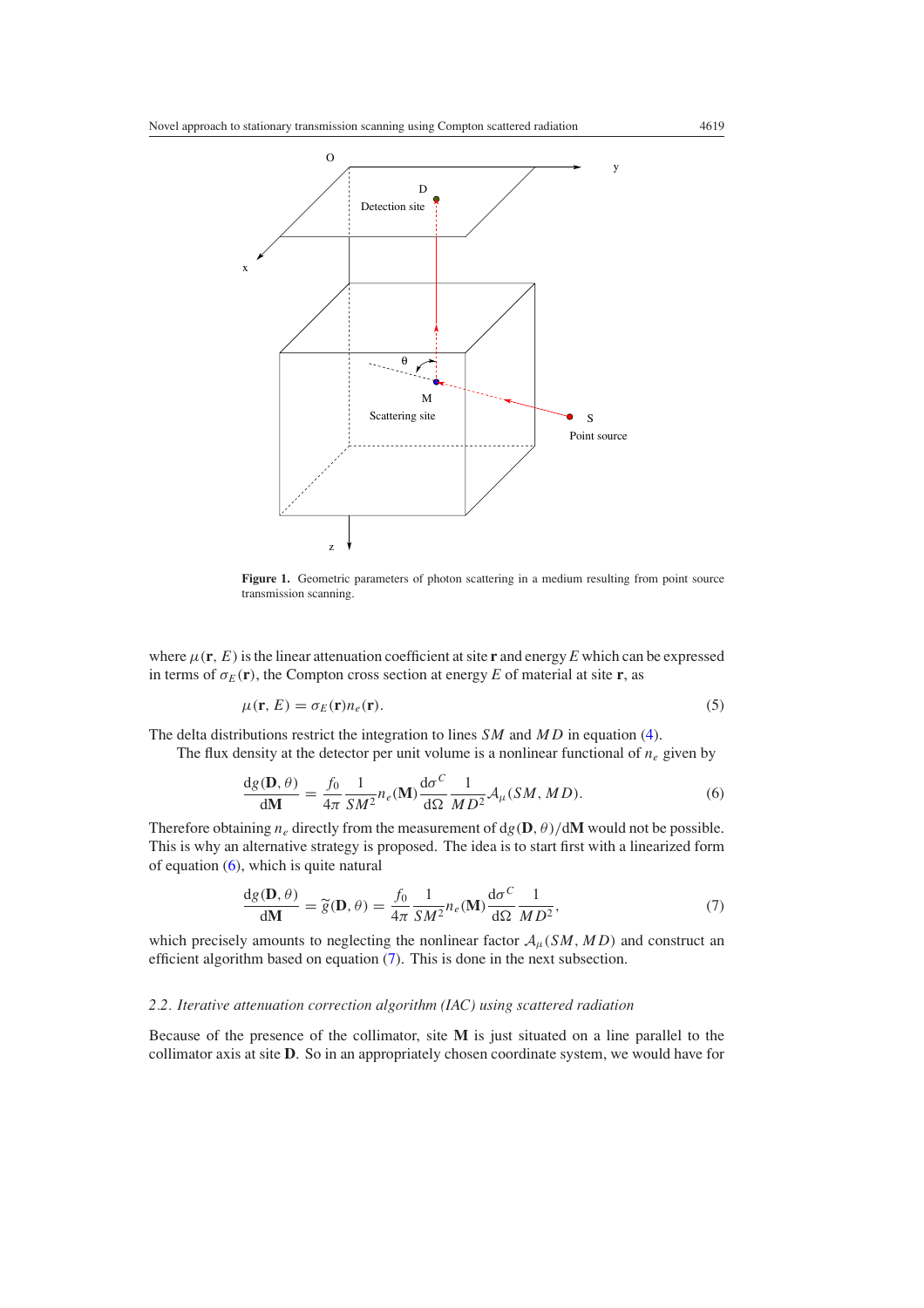**Figure 1.** Geometric parameters of photon scattering in a medium resulting from point source transmission scanning.

where $\mu(\mathbf{r}, E)$ is the linear attenuation coefficient at site $\mathbf{r}$ and energy $E$ which can be expressed in terms of $\sigma_E(\mathbf{r})$, the Compton cross section at energy $E$ of material at site $\mathbf{r}$, as

$$\mu(\mathbf{r}, E) = \sigma_E(\mathbf{r}) n_e(\mathbf{r}). \tag{5}$$

The delta distributions restrict the integration to lines $SM$ and $MD$ in equation (4).

The flux density at the detector per unit volume is a nonlinear functional of $n_e$ given by

$$\frac{\mathrm{d}g(\mathbf{D}, \theta)}{\mathrm{d}\mathbf{M}} = \frac{f_0}{4\pi} \frac{1}{SM^2} n_e(\mathbf{M}) \frac{\mathrm{d}\sigma^C}{\mathrm{d}\Omega} \frac{1}{MD^2} \mathcal{A}_\mu(SM, MD). \tag{6}$$

Therefore obtaining $n_e$ directly from the measurement of $\mathrm{d}g(\mathbf{D}, \theta)/\mathrm{d}\mathbf{M}$ would not be possible. This is why an alternative strategy is proposed. The idea is to start first with a linearized form of equation (6), which is quite natural

$$\frac{\mathrm{d}g(\mathbf{D}, \theta)}{\mathrm{d}\mathbf{M}} = \widetilde{g}(\mathbf{D}, \theta) = \frac{f_0}{4\pi} \frac{1}{SM^2} n_e(\mathbf{M}) \frac{\mathrm{d}\sigma^C}{\mathrm{d}\Omega} \frac{1}{MD^2}, \tag{7}$$

which precisely amounts to neglecting the nonlinear factor $\mathcal{A}_\mu(SM, MD)$ and construct an efficient algorithm based on equation (7). This is done in the next subsection.

### 2.2. Iterative attenuation correction algorithm (IAC) using scattered radiation

Because of the presence of the collimator, site $\mathbf{M}$ is just situated on a line parallel to the collimator axis at site $\mathbf{D}$. So in an appropriately chosen coordinate system, we would have for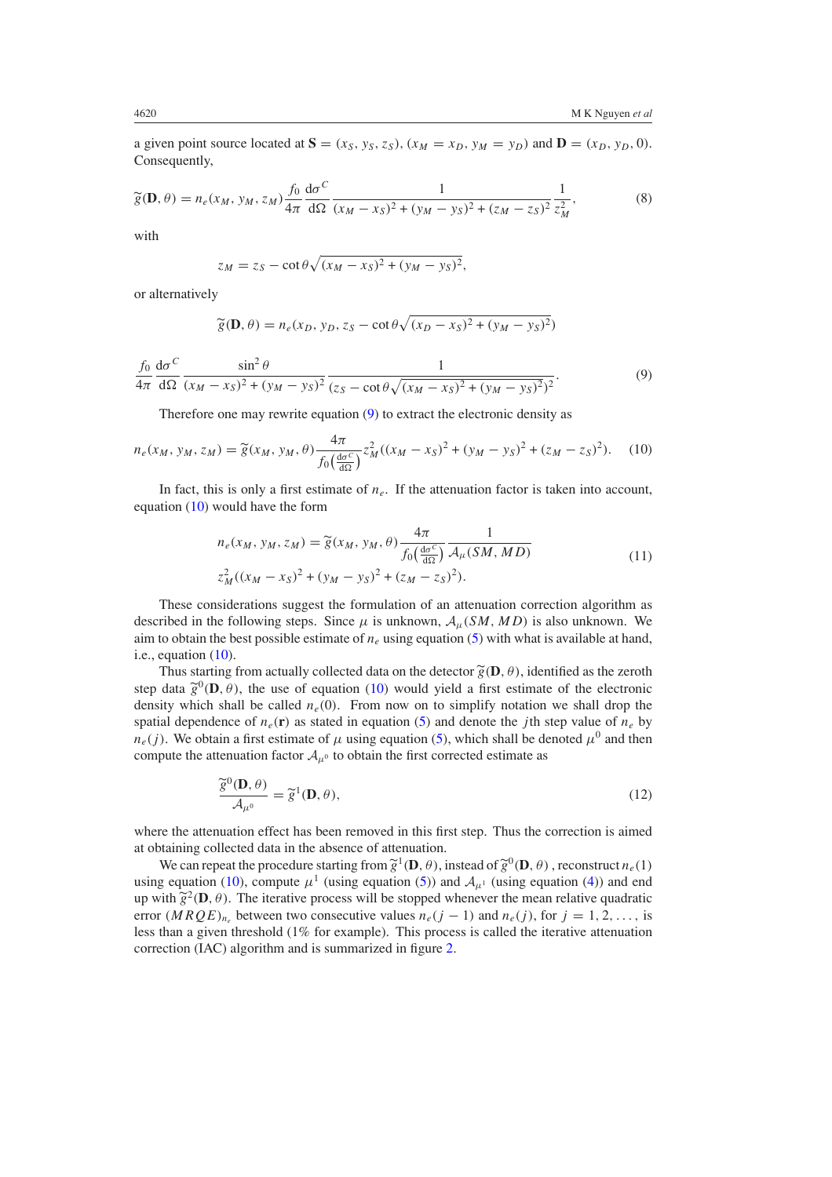a given point source located at $\mathbf{S} = (x_S, y_S, z_S)$, $(x_M = x_D, y_M = y_D)$ and $\mathbf{D} = (x_D, y_D, 0)$. Consequently,

$$\widetilde{g}(\mathbf{D}, \theta) = n_e(x_M, y_M, z_M) \frac{f_0}{4\pi} \frac{\mathrm{d}\sigma^C}{\mathrm{d}\Omega} \frac{1}{(x_M - x_S)^2 + (y_M - y_S)^2 + (z_M - z_S)^2} \frac{1}{z_M^2}, \tag{8}$$

with

$$z_M = z_S - \cot\theta \sqrt{(x_M - x_S)^2 + (y_M - y_S)^2},$$

or alternatively

$$\widetilde{g}(\mathbf{D}, \theta) = n_e\left(x_D, y_D, z_S - \cot\theta \sqrt{(x_D - x_S)^2 + (y_M - y_S)^2}\right)$$

$$\frac{f_0}{4\pi} \frac{\mathrm{d}\sigma^C}{\mathrm{d}\Omega} \frac{\sin^2\theta}{(x_M - x_S)^2 + (y_M - y_S)^2} \frac{1}{\left(z_S - \cot\theta \sqrt{(x_M - x_S)^2 + (y_M - y_S)^2}\right)^2}. \tag{9}$$

Therefore one may rewrite equation (9) to extract the electronic density as

$$n_e(x_M, y_M, z_M) = \widetilde{g}(x_M, y_M, \theta) \frac{4\pi}{f_0\left(\frac{\mathrm{d}\sigma^C}{\mathrm{d}\Omega}\right)} z_M^2\left((x_M - x_S)^2 + (y_M - y_S)^2 + (z_M - z_S)^2\right). \tag{10}$$

In fact, this is only a first estimate of $n_e$. If the attenuation factor is taken into account, equation (10) would have the form

$$n_e(x_M, y_M, z_M) = \widetilde{g}(x_M, y_M, \theta) \frac{4\pi}{f_0\left(\frac{\mathrm{d}\sigma^C}{\mathrm{d}\Omega}\right)} \frac{1}{\mathcal{A}_\mu(SM, MD)}$$
$$z_M^2\left((x_M - x_S)^2 + (y_M - y_S)^2 + (z_M - z_S)^2\right). \tag{11}$$

These considerations suggest the formulation of an attenuation correction algorithm as described in the following steps. Since $\mu$ is unknown, $\mathcal{A}_\mu(SM, MD)$ is also unknown. We aim to obtain the best possible estimate of $n_e$ using equation (5) with what is available at hand, i.e., equation (10).

Thus starting from actually collected data on the detector $\widetilde{g}(\mathbf{D}, \theta)$, identified as the zeroth step data $\widetilde{g}^0(\mathbf{D}, \theta)$, the use of equation (10) would yield a first estimate of the electronic density which shall be called $n_e(0)$. From now on to simplify notation we shall drop the spatial dependence of $n_e(\mathbf{r})$ as stated in equation (5) and denote the $j$th step value of $n_e$ by $n_e(j)$. We obtain a first estimate of $\mu$ using equation (5), which shall be denoted $\mu^0$ and then compute the attenuation factor $\mathcal{A}_{\mu^0}$ to obtain the first corrected estimate as

$$\frac{\widetilde{g}^0(\mathbf{D}, \theta)}{\mathcal{A}_{\mu^0}} = \widetilde{g}^1(\mathbf{D}, \theta), \tag{12}$$

where the attenuation effect has been removed in this first step. Thus the correction is aimed at obtaining collected data in the absence of attenuation.

We can repeat the procedure starting from $\widetilde{g}^1(\mathbf{D}, \theta)$, instead of $\widetilde{g}^0(\mathbf{D}, \theta)$, reconstruct $n_e(1)$ using equation (10), compute $\mu^1$ (using equation (5)) and $\mathcal{A}_{\mu^1}$ (using equation (4)) and end up with $\widetilde{g}^2(\mathbf{D}, \theta)$. The iterative process will be stopped whenever the mean relative quadratic error $(MRQE)_{n_e}$ between two consecutive values $n_e(j-1)$ and $n_e(j)$, for $j = 1, 2, \ldots,$ is less than a given threshold (1% for example). This process is called the iterative attenuation correction (IAC) algorithm and is summarized in figure 2.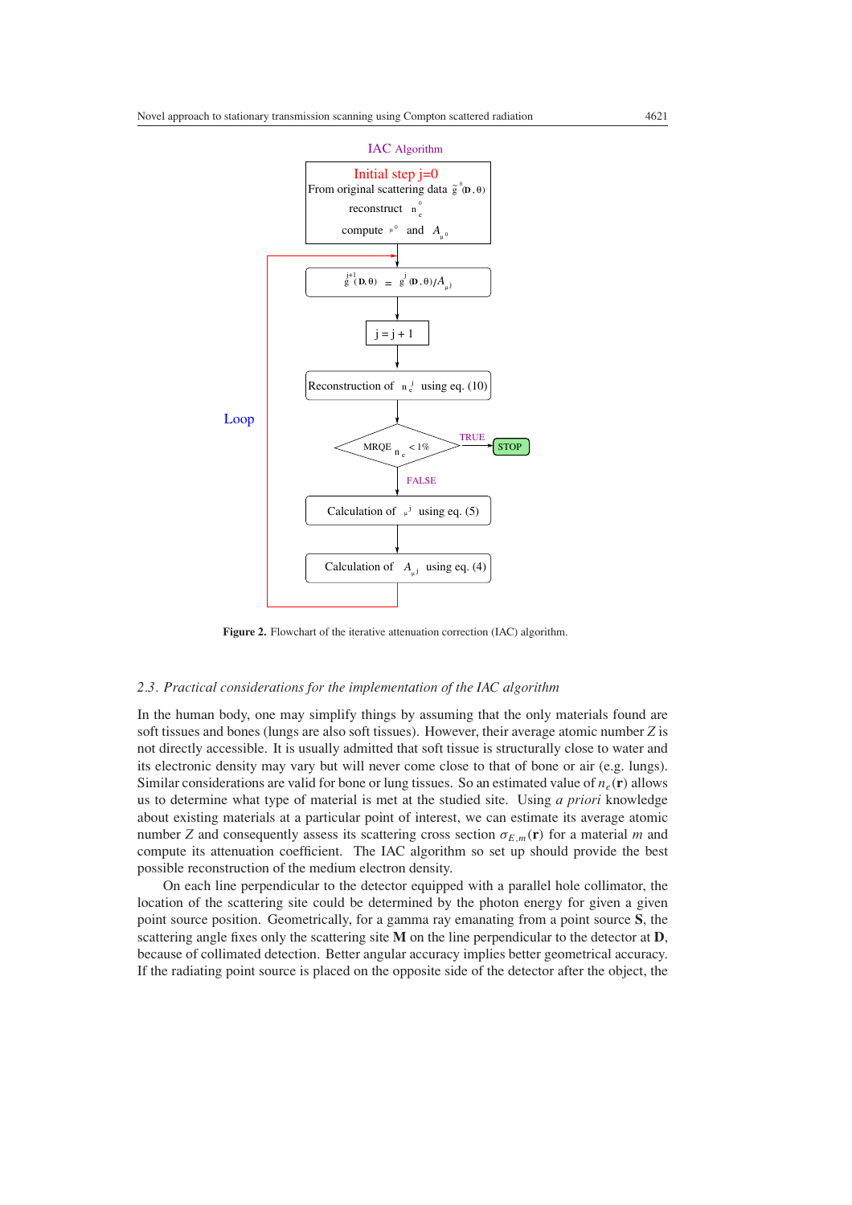IAC Algorithm

Initial step j=0
From original scattering data $\tilde{g}^0(\mathbf{D},\theta)$
reconstruct $n_e^0$
compute $\mu^0$ and $A_{\mu^0}$

$g^{j+1}(\mathbf{D},\theta) = g^j(\mathbf{D},\theta)/A_{\mu^j}$

j = j + 1

Reconstruction of $n_e^j$ using eq. (10)

MRQE $n_e$ < 1% — TRUE → STOP

FALSE

Calculation of $\mu^j$ using eq. (5)

Calculation of $A_{\mu^j}$ using eq. (4)

Loop

**Figure 2.** Flowchart of the iterative attenuation correction (IAC) algorithm.

### *2.3. Practical considerations for the implementation of the IAC algorithm*

In the human body, one may simplify things by assuming that the only materials found are soft tissues and bones (lungs are also soft tissues). However, their average atomic number $Z$ is not directly accessible. It is usually admitted that soft tissue is structurally close to water and its electronic density may vary but will never come close to that of bone or air (e.g. lungs). Similar considerations are valid for bone or lung tissues. So an estimated value of $n_e(\mathbf{r})$ allows us to determine what type of material is met at the studied site. Using *a priori* knowledge about existing materials at a particular point of interest, we can estimate its average atomic number $Z$ and consequently assess its scattering cross section $\sigma_{E,m}(\mathbf{r})$ for a material $m$ and compute its attenuation coefficient. The IAC algorithm so set up should provide the best possible reconstruction of the medium electron density.

On each line perpendicular to the detector equipped with a parallel hole collimator, the location of the scattering site could be determined by the photon energy for given a given point source position. Geometrically, for a gamma ray emanating from a point source **S**, the scattering angle fixes only the scattering site **M** on the line perpendicular to the detector at **D**, because of collimated detection. Better angular accuracy implies better geometrical accuracy. If the radiating point source is placed on the opposite side of the detector after the object, the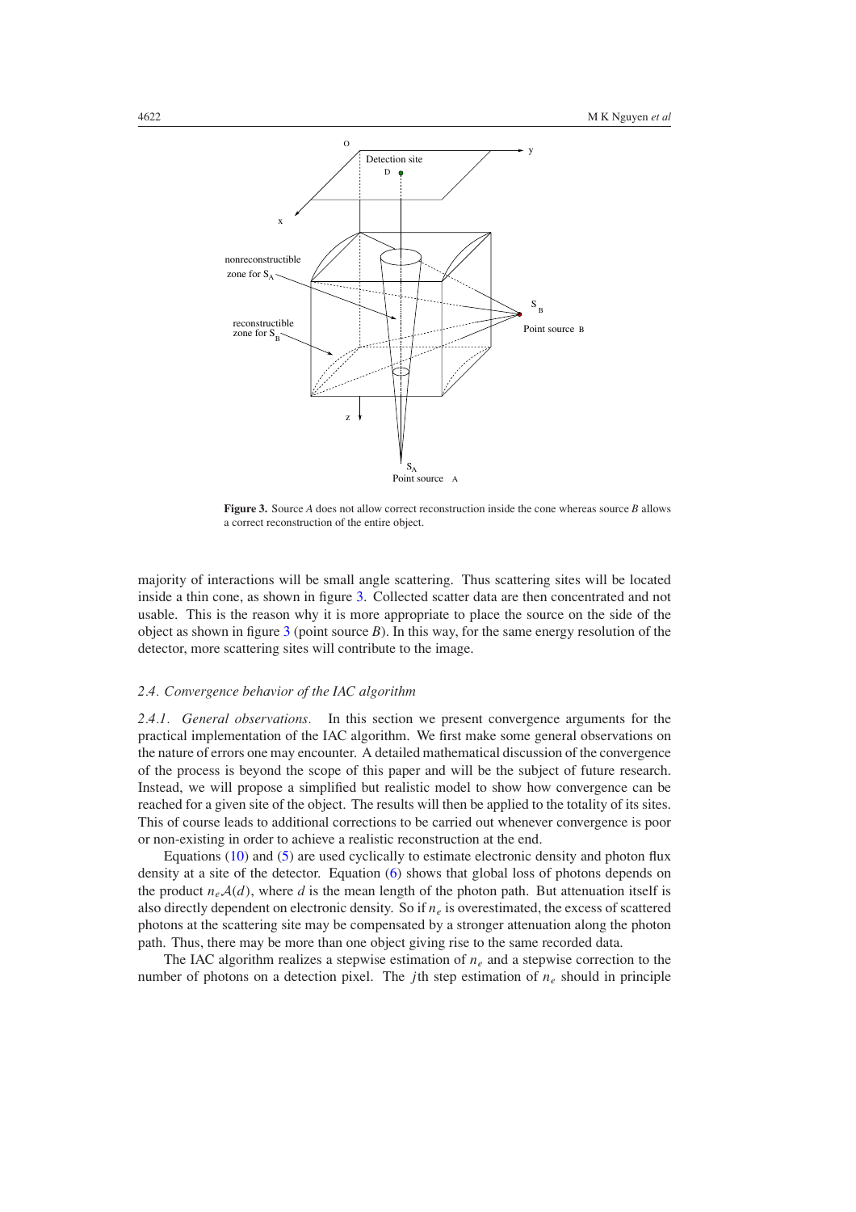**Figure 3.** Source *A* does not allow correct reconstruction inside the cone whereas source *B* allows a correct reconstruction of the entire object.

majority of interactions will be small angle scattering. Thus scattering sites will be located inside a thin cone, as shown in figure 3. Collected scatter data are then concentrated and not usable. This is the reason why it is more appropriate to place the source on the side of the object as shown in figure 3 (point source *B*). In this way, for the same energy resolution of the detector, more scattering sites will contribute to the image.

### 2.4. Convergence behavior of the IAC algorithm

*2.4.1. General observations.* In this section we present convergence arguments for the practical implementation of the IAC algorithm. We first make some general observations on the nature of errors one may encounter. A detailed mathematical discussion of the convergence of the process is beyond the scope of this paper and will be the subject of future research. Instead, we will propose a simplified but realistic model to show how convergence can be reached for a given site of the object. The results will then be applied to the totality of its sites. This of course leads to additional corrections to be carried out whenever convergence is poor or non-existing in order to achieve a realistic reconstruction at the end.

Equations (10) and (5) are used cyclically to estimate electronic density and photon flux density at a site of the detector. Equation (6) shows that global loss of photons depends on the product $n_e \mathcal{A}(d)$, where $d$ is the mean length of the photon path. But attenuation itself is also directly dependent on electronic density. So if $n_e$ is overestimated, the excess of scattered photons at the scattering site may be compensated by a stronger attenuation along the photon path. Thus, there may be more than one object giving rise to the same recorded data.

The IAC algorithm realizes a stepwise estimation of $n_e$ and a stepwise correction to the number of photons on a detection pixel. The $j$th step estimation of $n_e$ should in principle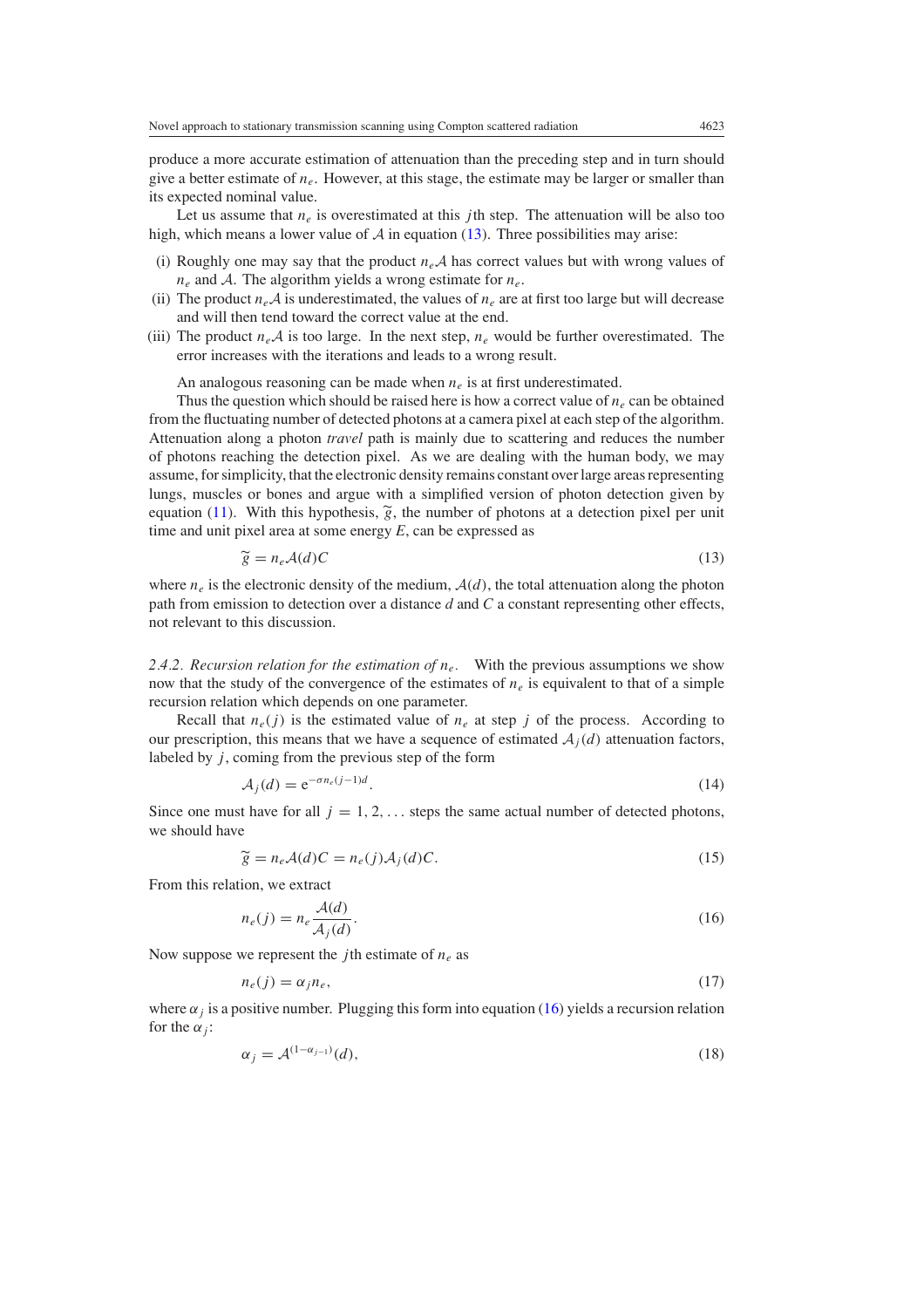produce a more accurate estimation of attenuation than the preceding step and in turn should give a better estimate of $n_e$. However, at this stage, the estimate may be larger or smaller than its expected nominal value.

Let us assume that $n_e$ is overestimated at this $j$th step. The attenuation will be also too high, which means a lower value of $\mathcal{A}$ in equation (13). Three possibilities may arise:

(i) Roughly one may say that the product $n_e\mathcal{A}$ has correct values but with wrong values of $n_e$ and $\mathcal{A}$. The algorithm yields a wrong estimate for $n_e$.

(ii) The product $n_e\mathcal{A}$ is underestimated, the values of $n_e$ are at first too large but will decrease and will then tend toward the correct value at the end.

(iii) The product $n_e\mathcal{A}$ is too large. In the next step, $n_e$ would be further overestimated. The error increases with the iterations and leads to a wrong result.

An analogous reasoning can be made when $n_e$ is at first underestimated.

Thus the question which should be raised here is how a correct value of $n_e$ can be obtained from the fluctuating number of detected photons at a camera pixel at each step of the algorithm. Attenuation along a photon *travel* path is mainly due to scattering and reduces the number of photons reaching the detection pixel. As we are dealing with the human body, we may assume, for simplicity, that the electronic density remains constant over large areas representing lungs, muscles or bones and argue with a simplified version of photon detection given by equation (11). With this hypothesis, $\widetilde{g}$, the number of photons at a detection pixel per unit time and unit pixel area at some energy $E$, can be expressed as

$$\widetilde{g} = n_e\mathcal{A}(d)C \tag{13}$$

where $n_e$ is the electronic density of the medium, $\mathcal{A}(d)$, the total attenuation along the photon path from emission to detection over a distance $d$ and $C$ a constant representing other effects, not relevant to this discussion.

*2.4.2. Recursion relation for the estimation of $n_e$.* With the previous assumptions we show now that the study of the convergence of the estimates of $n_e$ is equivalent to that of a simple recursion relation which depends on one parameter.

Recall that $n_e(j)$ is the estimated value of $n_e$ at step $j$ of the process. According to our prescription, this means that we have a sequence of estimated $\mathcal{A}_j(d)$ attenuation factors, labeled by $j$, coming from the previous step of the form

$$\mathcal{A}_j(d) = \mathrm{e}^{-\sigma n_e(j-1)d}. \tag{14}$$

Since one must have for all $j = 1, 2, \ldots$ steps the same actual number of detected photons, we should have

$$\widetilde{g} = n_e\mathcal{A}(d)C = n_e(j)\mathcal{A}_j(d)C. \tag{15}$$

From this relation, we extract

$$n_e(j) = n_e\frac{\mathcal{A}(d)}{\mathcal{A}_j(d)}. \tag{16}$$

Now suppose we represent the $j$th estimate of $n_e$ as

$$n_e(j) = \alpha_j n_e, \tag{17}$$

where $\alpha_j$ is a positive number. Plugging this form into equation (16) yields a recursion relation for the $\alpha_j$:

$$\alpha_j = \mathcal{A}^{(1-\alpha_{j-1})}(d), \tag{18}$$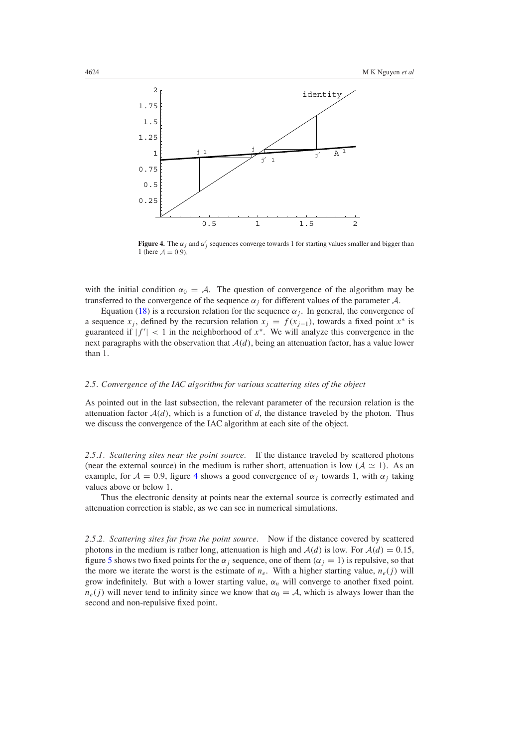**Figure 4.** The $\alpha_j$ and $\alpha'_j$ sequences converge towards 1 for starting values smaller and bigger than 1 (here $\mathcal{A} = 0.9$).

with the initial condition $\alpha_0 = \mathcal{A}$. The question of convergence of the algorithm may be transferred to the convergence of the sequence $\alpha_j$ for different values of the parameter $\mathcal{A}$.

Equation (18) is a recursion relation for the sequence $\alpha_j$. In general, the convergence of a sequence $x_j$, defined by the recursion relation $x_j = f(x_{j-1})$, towards a fixed point $x^*$ is guaranteed if $|f'| < 1$ in the neighborhood of $x^*$. We will analyze this convergence in the next paragraphs with the observation that $\mathcal{A}(d)$, being an attenuation factor, has a value lower than 1.

### 2.5. Convergence of the IAC algorithm for various scattering sites of the object

As pointed out in the last subsection, the relevant parameter of the recursion relation is the attenuation factor $\mathcal{A}(d)$, which is a function of $d$, the distance traveled by the photon. Thus we discuss the convergence of the IAC algorithm at each site of the object.

*2.5.1. Scattering sites near the point source.* If the distance traveled by scattered photons (near the external source) in the medium is rather short, attenuation is low ($\mathcal{A} \simeq 1$). As an example, for $\mathcal{A} = 0.9$, figure 4 shows a good convergence of $\alpha_j$ towards 1, with $\alpha_j$ taking values above or below 1.

Thus the electronic density at points near the external source is correctly estimated and attenuation correction is stable, as we can see in numerical simulations.

*2.5.2. Scattering sites far from the point source.* Now if the distance covered by scattered photons in the medium is rather long, attenuation is high and $\mathcal{A}(d)$ is low. For $\mathcal{A}(d) = 0.15$, figure 5 shows two fixed points for the $\alpha_j$ sequence, one of them ($\alpha_j = 1$) is repulsive, so that the more we iterate the worst is the estimate of $n_e$. With a higher starting value, $n_e(j)$ will grow indefinitely. But with a lower starting value, $\alpha_n$ will converge to another fixed point. $n_e(j)$ will never tend to infinity since we know that $\alpha_0 = \mathcal{A}$, which is always lower than the second and non-repulsive fixed point.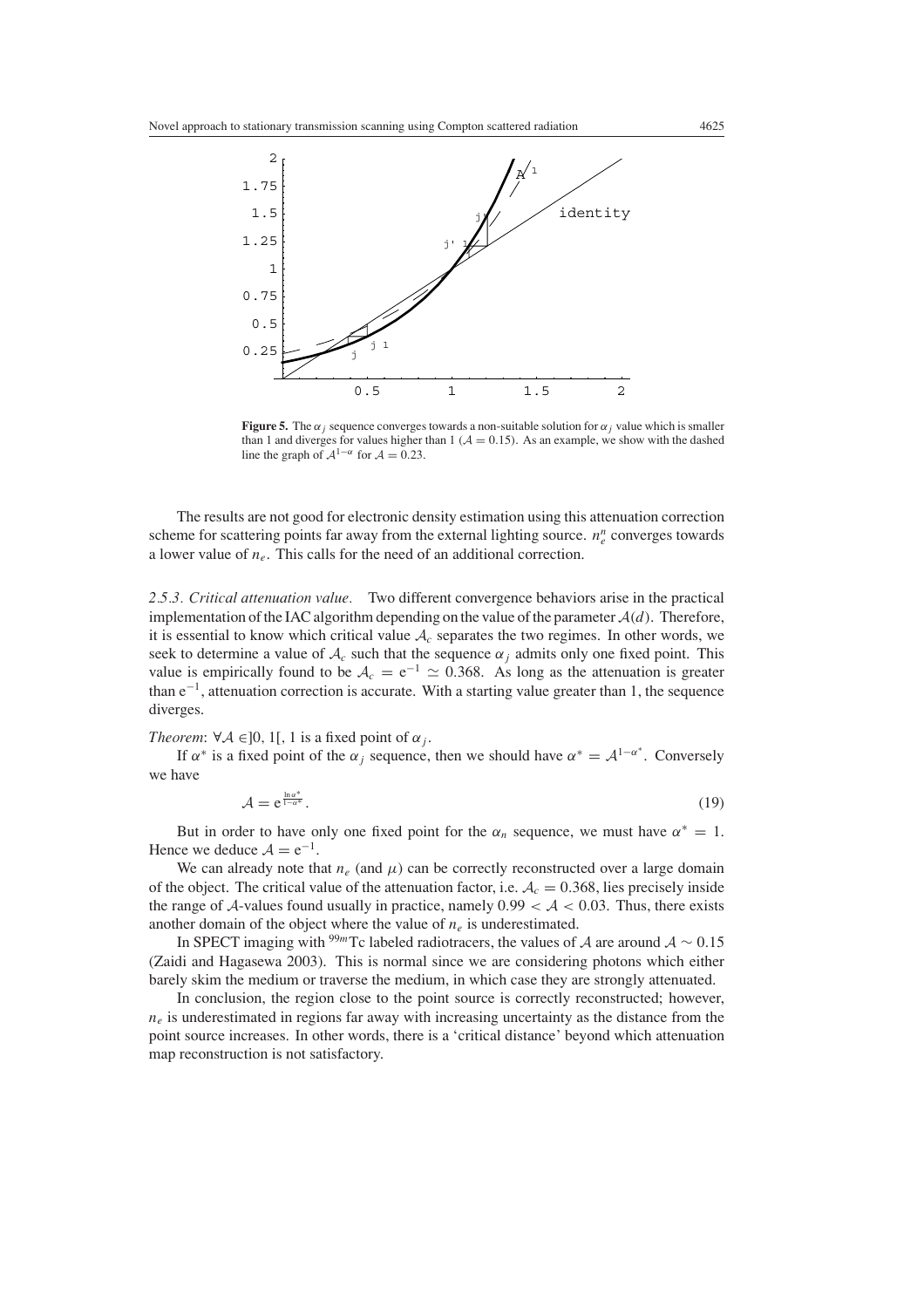**Figure 5.** The $\alpha_j$ sequence converges towards a non-suitable solution for $\alpha_j$ value which is smaller than 1 and diverges for values higher than 1 ($\mathcal{A} = 0.15$). As an example, we show with the dashed line the graph of $\mathcal{A}^{1-\alpha}$ for $\mathcal{A} = 0.23$.

The results are not good for electronic density estimation using this attenuation correction scheme for scattering points far away from the external lighting source. $n_e^n$ converges towards a lower value of $n_e$. This calls for the need of an additional correction.

#### 2.5.3. Critical attenuation value.

Two different convergence behaviors arise in the practical implementation of the IAC algorithm depending on the value of the parameter $\mathcal{A}(d)$. Therefore, it is essential to know which critical value $\mathcal{A}_c$ separates the two regimes. In other words, we seek to determine a value of $\mathcal{A}_c$ such that the sequence $\alpha_j$ admits only one fixed point. This value is empirically found to be $\mathcal{A}_c = e^{-1} \simeq 0.368$. As long as the attenuation is greater than $e^{-1}$, attenuation correction is accurate. With a starting value greater than 1, the sequence diverges.

*Theorem*: $\forall \mathcal{A} \in ]0, 1[$, 1 is a fixed point of $\alpha_j$.

If $\alpha^*$ is a fixed point of the $\alpha_j$ sequence, then we should have $\alpha^* = \mathcal{A}^{1-\alpha^*}$. Conversely we have

$$\mathcal{A} = e^{\frac{\ln \alpha^*}{1-\alpha^*}}. \tag{19}$$

But in order to have only one fixed point for the $\alpha_n$ sequence, we must have $\alpha^* = 1$. Hence we deduce $\mathcal{A} = e^{-1}$.

We can already note that $n_e$ (and $\mu$) can be correctly reconstructed over a large domain of the object. The critical value of the attenuation factor, i.e. $\mathcal{A}_c = 0.368$, lies precisely inside the range of $\mathcal{A}$-values found usually in practice, namely $0.99 < \mathcal{A} < 0.03$. Thus, there exists another domain of the object where the value of $n_e$ is underestimated.

In SPECT imaging with $^{99m}$Tc labeled radiotracers, the values of $\mathcal{A}$ are around $\mathcal{A} \sim 0.15$ (Zaidi and Hagasewa 2003). This is normal since we are considering photons which either barely skim the medium or traverse the medium, in which case they are strongly attenuated.

In conclusion, the region close to the point source is correctly reconstructed; however, $n_e$ is underestimated in regions far away with increasing uncertainty as the distance from the point source increases. In other words, there is a 'critical distance' beyond which attenuation map reconstruction is not satisfactory.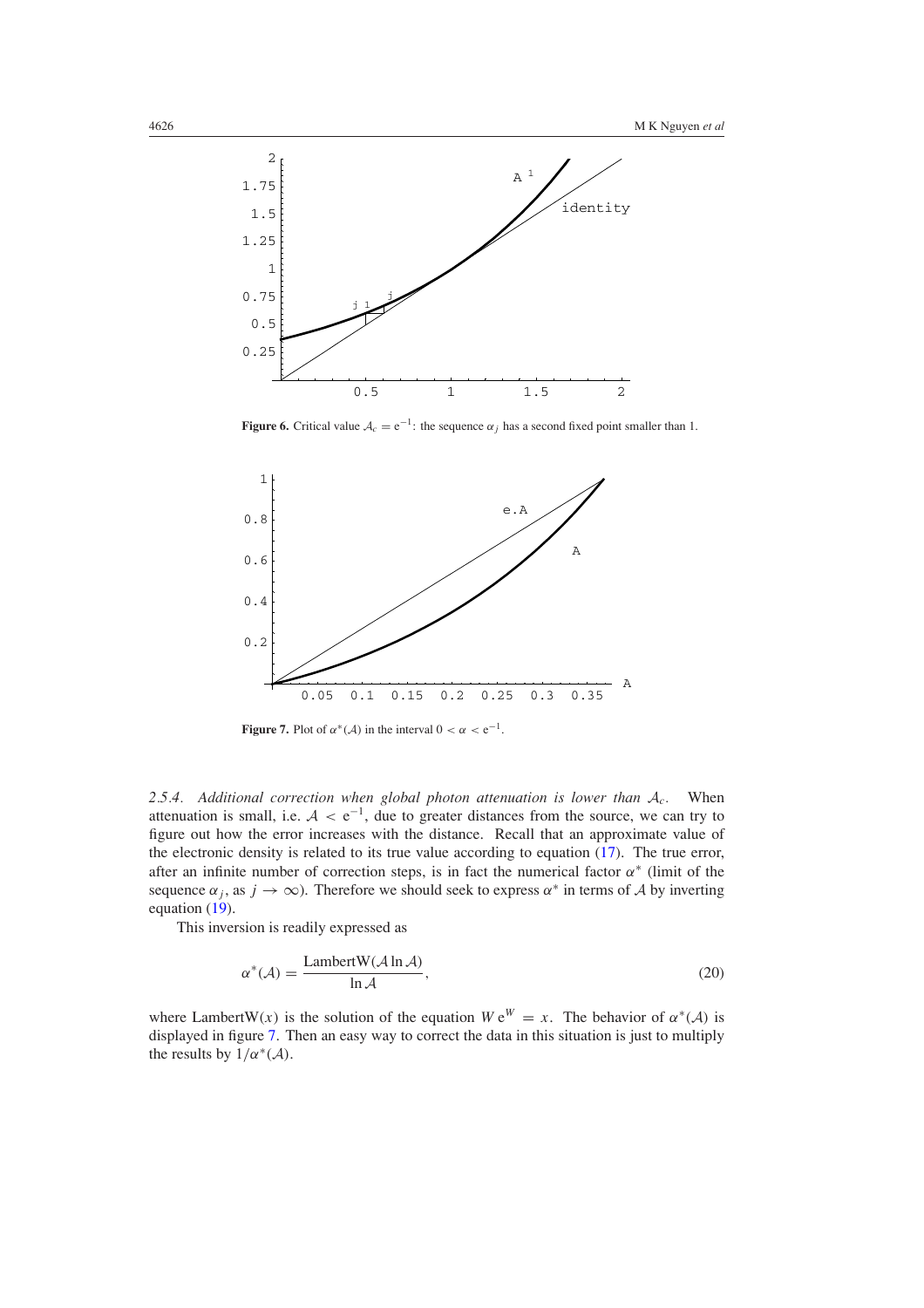**Figure 6.** Critical value $\mathcal{A}_c = e^{-1}$: the sequence $\alpha_j$ has a second fixed point smaller than 1.

**Figure 7.** Plot of $\alpha^*(\mathcal{A})$ in the interval $0 < \alpha < e^{-1}$.

*2.5.4. Additional correction when global photon attenuation is lower than $\mathcal{A}_c$.* When attenuation is small, i.e. $\mathcal{A} < e^{-1}$, due to greater distances from the source, we can try to figure out how the error increases with the distance. Recall that an approximate value of the electronic density is related to its true value according to equation (17). The true error, after an infinite number of correction steps, is in fact the numerical factor $\alpha^*$ (limit of the sequence $\alpha_j$, as $j \to \infty$). Therefore we should seek to express $\alpha^*$ in terms of $\mathcal{A}$ by inverting equation (19).

This inversion is readily expressed as

$$\alpha^*(\mathcal{A}) = \frac{\text{LambertW}(\mathcal{A} \ln \mathcal{A})}{\ln \mathcal{A}}, \tag{20}$$

where LambertW$(x)$ is the solution of the equation $W e^W = x$. The behavior of $\alpha^*(\mathcal{A})$ is displayed in figure 7. Then an easy way to correct the data in this situation is just to multiply the results by $1/\alpha^*(\mathcal{A})$.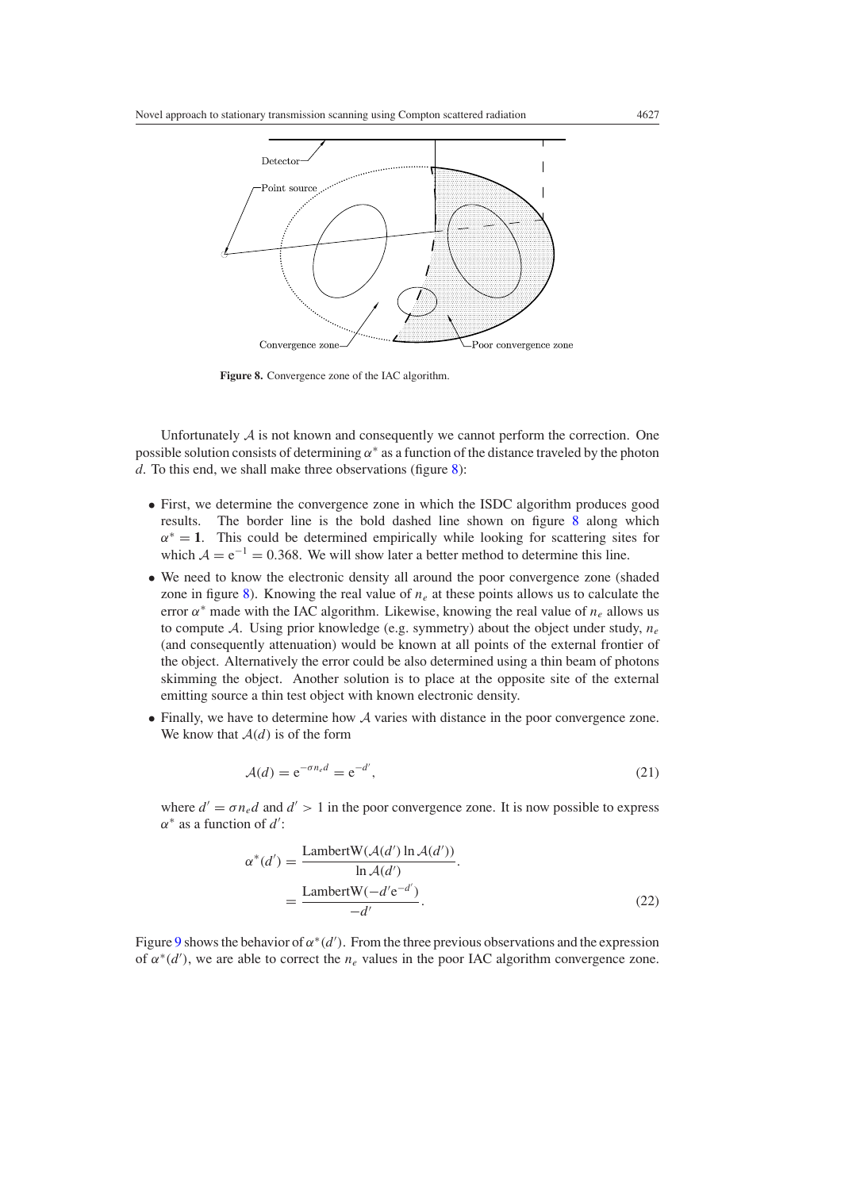**Figure 8.** Convergence zone of the IAC algorithm.

Unfortunately $\mathcal{A}$ is not known and consequently we cannot perform the correction. One possible solution consists of determining $\alpha^*$ as a function of the distance traveled by the photon $d$. To this end, we shall make three observations (figure 8):

- First, we determine the convergence zone in which the ISDC algorithm produces good results. The border line is the bold dashed line shown on figure 8 along which $\alpha^* = \mathbf{1}$. This could be determined empirically while looking for scattering sites for which $\mathcal{A} = \mathrm{e}^{-1} = 0.368$. We will show later a better method to determine this line.
- We need to know the electronic density all around the poor convergence zone (shaded zone in figure 8). Knowing the real value of $n_e$ at these points allows us to calculate the error $\alpha^*$ made with the IAC algorithm. Likewise, knowing the real value of $n_e$ allows us to compute $\mathcal{A}$. Using prior knowledge (e.g. symmetry) about the object under study, $n_e$ (and consequently attenuation) would be known at all points of the external frontier of the object. Alternatively the error could be also determined using a thin beam of photons skimming the object. Another solution is to place at the opposite site of the external emitting source a thin test object with known electronic density.
- Finally, we have to determine how $\mathcal{A}$ varies with distance in the poor convergence zone. We know that $\mathcal{A}(d)$ is of the form

$$\mathcal{A}(d) = \mathrm{e}^{-\sigma n_e d} = \mathrm{e}^{-d'}, \tag{21}$$

where $d' = \sigma n_e d$ and $d' > 1$ in the poor convergence zone. It is now possible to express $\alpha^*$ as a function of $d'$:

$$\begin{aligned}\alpha^*(d') &= \frac{\mathrm{LambertW}(\mathcal{A}(d') \ln \mathcal{A}(d'))}{\ln \mathcal{A}(d')}. \\ &= \frac{\mathrm{LambertW}(-d' \mathrm{e}^{-d'})}{-d'}.\end{aligned} \tag{22}$$

Figure 9 shows the behavior of $\alpha^*(d')$. From the three previous observations and the expression of $\alpha^*(d')$, we are able to correct the $n_e$ values in the poor IAC algorithm convergence zone.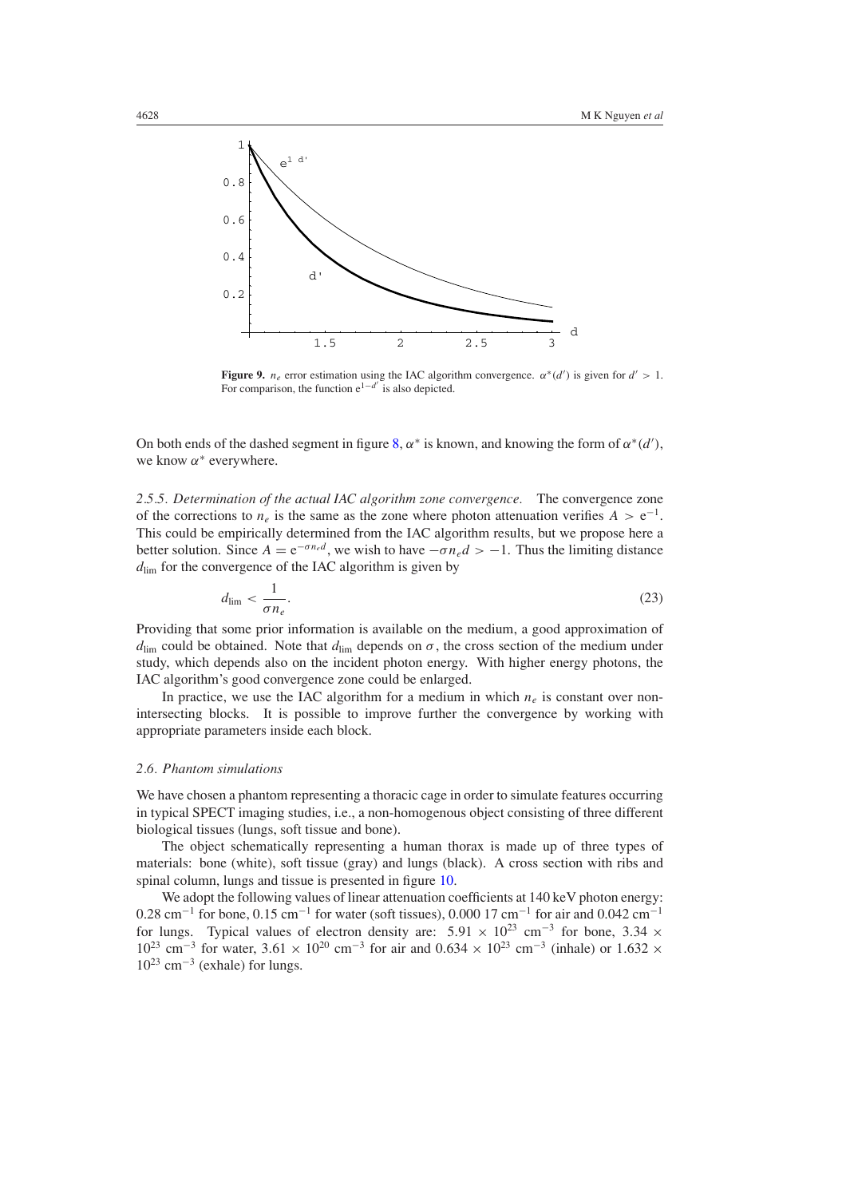**Figure 9.** $n_e$ error estimation using the IAC algorithm convergence. $\alpha^*(d')$ is given for $d' > 1$. For comparison, the function $e^{1-d'}$ is also depicted.

On both ends of the dashed segment in figure 8, $\alpha^*$ is known, and knowing the form of $\alpha^*(d')$, we know $\alpha^*$ everywhere.

### 2.5.5. Determination of the actual IAC algorithm zone convergence.

The convergence zone of the corrections to $n_e$ is the same as the zone where photon attenuation verifies $A > e^{-1}$. This could be empirically determined from the IAC algorithm results, but we propose here a better solution. Since $A = e^{-\sigma n_e d}$, we wish to have $-\sigma n_e d > -1$. Thus the limiting distance $d_{\text{lim}}$ for the convergence of the IAC algorithm is given by

$$d_{\text{lim}} < \frac{1}{\sigma n_e}. \tag{23}$$

Providing that some prior information is available on the medium, a good approximation of $d_{\text{lim}}$ could be obtained. Note that $d_{\text{lim}}$ depends on $\sigma$, the cross section of the medium under study, which depends also on the incident photon energy. With higher energy photons, the IAC algorithm's good convergence zone could be enlarged.

In practice, we use the IAC algorithm for a medium in which $n_e$ is constant over non-intersecting blocks. It is possible to improve further the convergence by working with appropriate parameters inside each block.

## 2.6. Phantom simulations

We have chosen a phantom representing a thoracic cage in order to simulate features occurring in typical SPECT imaging studies, i.e., a non-homogenous object consisting of three different biological tissues (lungs, soft tissue and bone).

The object schematically representing a human thorax is made up of three types of materials: bone (white), soft tissue (gray) and lungs (black). A cross section with ribs and spinal column, lungs and tissue is presented in figure 10.

We adopt the following values of linear attenuation coefficients at 140 keV photon energy: 0.28 $\text{cm}^{-1}$ for bone, 0.15 $\text{cm}^{-1}$ for water (soft tissues), 0.000 17 $\text{cm}^{-1}$ for air and 0.042 $\text{cm}^{-1}$ for lungs. Typical values of electron density are: $5.91 \times 10^{23}$ $\text{cm}^{-3}$ for bone, $3.34 \times 10^{23}$ $\text{cm}^{-3}$ for water, $3.61 \times 10^{20}$ $\text{cm}^{-3}$ for air and $0.634 \times 10^{23}$ $\text{cm}^{-3}$ (inhale) or $1.632 \times 10^{23}$ $\text{cm}^{-3}$ (exhale) for lungs.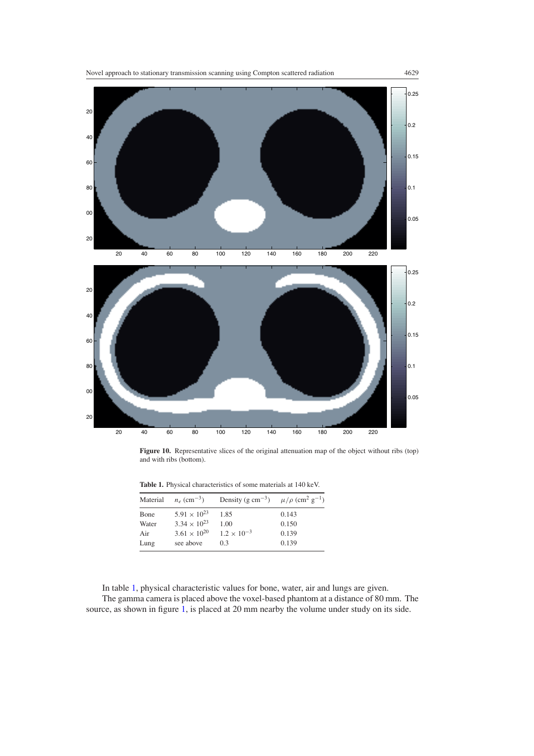**Figure 10.** Representative slices of the original attenuation map of the object without ribs (top) and with ribs (bottom).

**Table 1.** Physical characteristics of some materials at 140 keV.

| Material | $n_e$ (cm$^{-3}$) | Density (g cm$^{-3}$) | $\mu/\rho$ (cm$^2$ g$^{-1}$) |
|---|---|---|---|
| Bone | $5.91 \times 10^{23}$ | 1.85 | 0.143 |
| Water | $3.34 \times 10^{23}$ | 1.00 | 0.150 |
| Air | $3.61 \times 10^{20}$ | $1.2 \times 10^{-3}$ | 0.139 |
| Lung | see above | 0.3 | 0.139 |

In table 1, physical characteristic values for bone, water, air and lungs are given.

The gamma camera is placed above the voxel-based phantom at a distance of 80 mm. The source, as shown in figure 1, is placed at 20 mm nearby the volume under study on its side.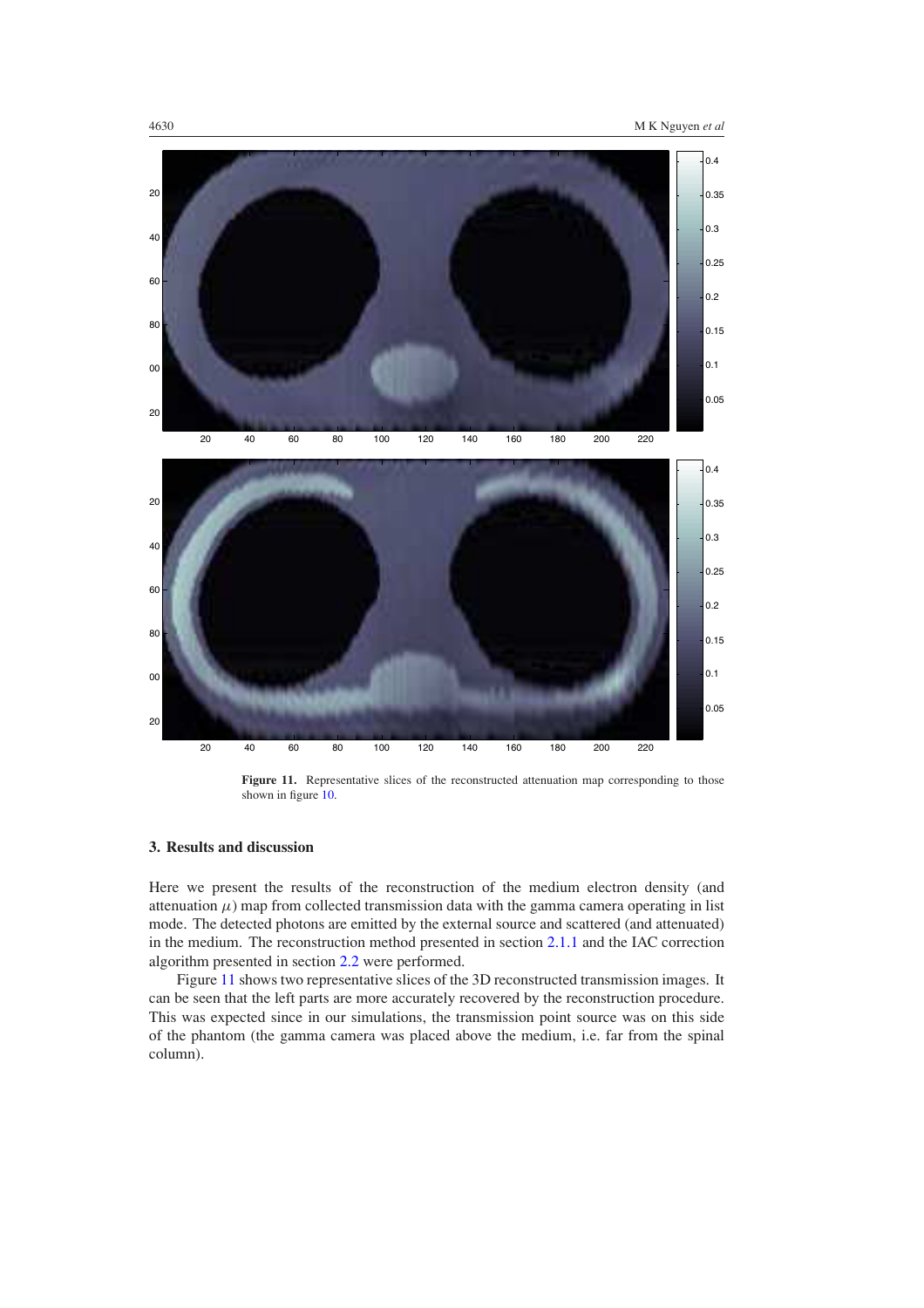**Figure 11.** Representative slices of the reconstructed attenuation map corresponding to those shown in figure 10.

## 3. Results and discussion

Here we present the results of the reconstruction of the medium electron density (and attenuation $\mu$) map from collected transmission data with the gamma camera operating in list mode. The detected photons are emitted by the external source and scattered (and attenuated) in the medium. The reconstruction method presented in section 2.1.1 and the IAC correction algorithm presented in section 2.2 were performed.

Figure 11 shows two representative slices of the 3D reconstructed transmission images. It can be seen that the left parts are more accurately recovered by the reconstruction procedure. This was expected since in our simulations, the transmission point source was on this side of the phantom (the gamma camera was placed above the medium, i.e. far from the spinal column).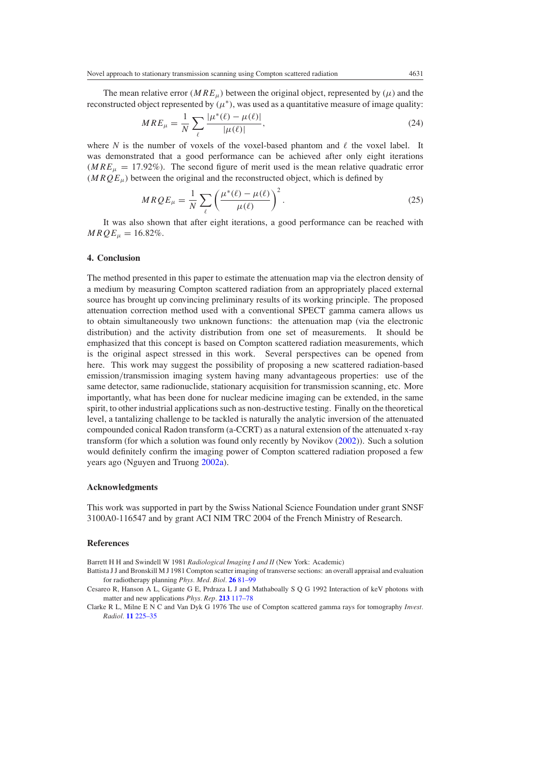The mean relative error ($MRE_\mu$) between the original object, represented by ($\mu$) and the reconstructed object represented by ($\mu^*$), was used as a quantitative measure of image quality:

$$MRE_\mu = \frac{1}{N} \sum_{\ell} \frac{|\mu^*(\ell) - \mu(\ell)|}{|\mu(\ell)|}, \tag{24}$$

where $N$ is the number of voxels of the voxel-based phantom and $\ell$ the voxel label. It was demonstrated that a good performance can be achieved after only eight iterations ($MRE_\mu = 17.92\%$). The second figure of merit used is the mean relative quadratic error ($MRQE_\mu$) between the original and the reconstructed object, which is defined by

$$MRQE_\mu = \frac{1}{N} \sum_{\ell} \left( \frac{\mu^*(\ell) - \mu(\ell)}{\mu(\ell)} \right)^2. \tag{25}$$

It was also shown that after eight iterations, a good performance can be reached with $MRQE_\mu = 16.82\%$.

## 4. Conclusion

The method presented in this paper to estimate the attenuation map via the electron density of a medium by measuring Compton scattered radiation from an appropriately placed external source has brought up convincing preliminary results of its working principle. The proposed attenuation correction method used with a conventional SPECT gamma camera allows us to obtain simultaneously two unknown functions: the attenuation map (via the electronic distribution) and the activity distribution from one set of measurements. It should be emphasized that this concept is based on Compton scattered radiation measurements, which is the original aspect stressed in this work. Several perspectives can be opened from here. This work may suggest the possibility of proposing a new scattered radiation-based emission/transmission imaging system having many advantageous properties: use of the same detector, same radionuclide, stationary acquisition for transmission scanning, etc. More importantly, what has been done for nuclear medicine imaging can be extended, in the same spirit, to other industrial applications such as non-destructive testing. Finally on the theoretical level, a tantalizing challenge to be tackled is naturally the analytic inversion of the attenuated compounded conical Radon transform (a-CCRT) as a natural extension of the attenuated x-ray transform (for which a solution was found only recently by Novikov (2002)). Such a solution would definitely confirm the imaging power of Compton scattered radiation proposed a few years ago (Nguyen and Truong 2002a).

## Acknowledgments

This work was supported in part by the Swiss National Science Foundation under grant SNSF 3100A0-116547 and by grant ACI NIM TRC 2004 of the French Ministry of Research.

## References

Barrett H H and Swindell W 1981 *Radiological Imaging I and II* (New York: Academic)

Battista J J and Bronskill M J 1981 Compton scatter imaging of transverse sections: an overall appraisal and evaluation for radiotherapy planning *Phys. Med. Biol.* **26** 81–99

Cesareo R, Hanson A L, Gigante G E, Prdraza L J and Mathaboally S Q G 1992 Interaction of keV photons with matter and new applications *Phys. Rep.* **213** 117–78

Clarke R L, Milne E N C and Van Dyk G 1976 The use of Compton scattered gamma rays for tomography *Invest. Radiol.* **11** 225–35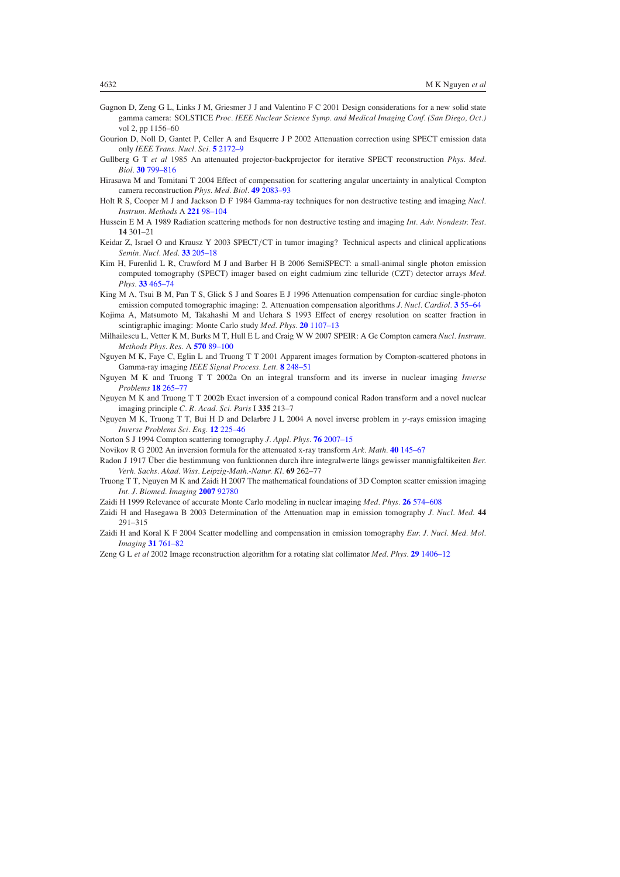Gagnon D, Zeng G L, Links J M, Griesmer J J and Valentino F C 2001 Design considerations for a new solid state gamma camera: SOLSTICE *Proc. IEEE Nuclear Science Symp. and Medical Imaging Conf. (San Diego, Oct.)* vol 2, pp 1156–60

Gourion D, Noll D, Gantet P, Celler A and Esquerre J P 2002 Attenuation correction using SPECT emission data only *IEEE Trans. Nucl. Sci.* **5** 2172–9

Gullberg G T *et al* 1985 An attenuated projector-backprojector for iterative SPECT reconstruction *Phys. Med. Biol.* **30** 799–816

Hirasawa M and Tomitani T 2004 Effect of compensation for scattering angular uncertainty in analytical Compton camera reconstruction *Phys. Med. Biol.* **49** 2083–93

Holt R S, Cooper M J and Jackson D F 1984 Gamma-ray techniques for non destructive testing and imaging *Nucl. Instrum. Methods* A **221** 98–104

Hussein E M A 1989 Radiation scattering methods for non destructive testing and imaging *Int. Adv. Nondestr. Test.* **14** 301–21

Keidar Z, Israel O and Krausz Y 2003 SPECT/CT in tumor imaging? Technical aspects and clinical applications *Semin. Nucl. Med.* **33** 205–18

Kim H, Furenlid L R, Crawford M J and Barber H B 2006 SemiSPECT: a small-animal single photon emission computed tomography (SPECT) imager based on eight cadmium zinc telluride (CZT) detector arrays *Med. Phys.* **33** 465–74

King M A, Tsui B M, Pan T S, Glick S J and Soares E J 1996 Attenuation compensation for cardiac single-photon emission computed tomographic imaging: 2. Attenuation compensation algorithms *J. Nucl. Cardiol.* **3** 55–64

Kojima A, Matsumoto M, Takahashi M and Uehara S 1993 Effect of energy resolution on scatter fraction in scintigraphic imaging: Monte Carlo study *Med. Phys.* **20** 1107–13

Milhailescu L, Vetter K M, Burks M T, Hull E L and Craig W W 2007 SPEIR: A Ge Compton camera *Nucl. Instrum. Methods Phys. Res.* A **570** 89–100

Nguyen M K, Faye C, Eglin L and Truong T T 2001 Apparent images formation by Compton-scattered photons in Gamma-ray imaging *IEEE Signal Process. Lett.* **8** 248–51

Nguyen M K and Truong T T 2002a On an integral transform and its inverse in nuclear imaging *Inverse Problems* **18** 265–77

Nguyen M K and Truong T T 2002b Exact inversion of a compound conical Radon transform and a novel nuclear imaging principle *C. R. Acad. Sci. Paris* I **335** 213–7

Nguyen M K, Truong T T, Bui H D and Delarbre J L 2004 A novel inverse problem in $\gamma$-rays emission imaging *Inverse Problems Sci. Eng.* **12** 225–46

Norton S J 1994 Compton scattering tomography *J. Appl. Phys.* **76** 2007–15

Novikov R G 2002 An inversion formula for the attenuated x-ray transform *Ark. Math.* **40** 145–67

Radon J 1917 Über die bestimmung von funktionnen durch ihre integralwerte längs gewisser mannigfaltikeiten *Ber. Verh. Sachs. Akad. Wiss. Leipzig-Math.-Natur. Kl.* **69** 262–77

Truong T T, Nguyen M K and Zaidi H 2007 The mathematical foundations of 3D Compton scatter emission imaging *Int. J. Biomed. Imaging* **2007** 92780

Zaidi H 1999 Relevance of accurate Monte Carlo modeling in nuclear imaging *Med. Phys.* **26** 574–608

Zaidi H and Hasegawa B 2003 Determination of the Attenuation map in emission tomography *J. Nucl. Med.* **44** 291–315

Zaidi H and Koral K F 2004 Scatter modelling and compensation in emission tomography *Eur. J. Nucl. Med. Mol. Imaging* **31** 761–82

Zeng G L *et al* 2002 Image reconstruction algorithm for a rotating slat collimator *Med. Phys.* **29** 1406–12